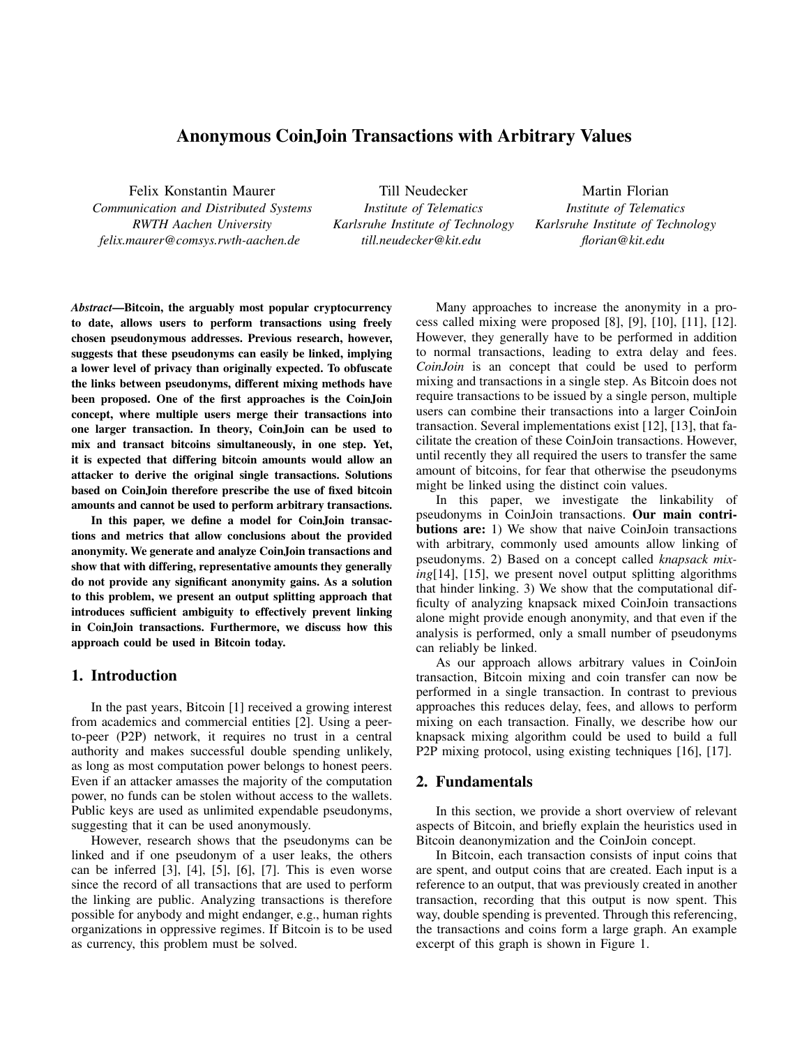# Anonymous CoinJoin Transactions with Arbitrary Values

Felix Konstantin Maurer
*Communication and Distributed Systems*
*RWTH Aachen University*
*felix.maurer@comsys.rwth-aachen.de*

Till Neudecker
*Institute of Telematics*
*Karlsruhe Institute of Technology*
*till.neudecker@kit.edu*

Martin Florian
*Institute of Telematics*
*Karlsruhe Institute of Technology*
*florian@kit.edu*

***Abstract*—Bitcoin, the arguably most popular cryptocurrency to date, allows users to perform transactions using freely chosen pseudonymous addresses. Previous research, however, suggests that these pseudonyms can easily be linked, implying a lower level of privacy than originally expected. To obfuscate the links between pseudonyms, different mixing methods have been proposed. One of the first approaches is the CoinJoin concept, where multiple users merge their transactions into one larger transaction. In theory, CoinJoin can be used to mix and transact bitcoins simultaneously, in one step. Yet, it is expected that differing bitcoin amounts would allow an attacker to derive the original single transactions. Solutions based on CoinJoin therefore prescribe the use of fixed bitcoin amounts and cannot be used to perform arbitrary transactions.**

**In this paper, we define a model for CoinJoin transactions and metrics that allow conclusions about the provided anonymity. We generate and analyze CoinJoin transactions and show that with differing, representative amounts they generally do not provide any significant anonymity gains. As a solution to this problem, we present an output splitting approach that introduces sufficient ambiguity to effectively prevent linking in CoinJoin transactions. Furthermore, we discuss how this approach could be used in Bitcoin today.**

## 1. Introduction

In the past years, Bitcoin [1] received a growing interest from academics and commercial entities [2]. Using a peer-to-peer (P2P) network, it requires no trust in a central authority and makes successful double spending unlikely, as long as most computation power belongs to honest peers. Even if an attacker amasses the majority of the computation power, no funds can be stolen without access to the wallets. Public keys are used as unlimited expendable pseudonyms, suggesting that it can be used anonymously.

However, research shows that the pseudonyms can be linked and if one pseudonym of a user leaks, the others can be inferred [3], [4], [5], [6], [7]. This is even worse since the record of all transactions that are used to perform the linking are public. Analyzing transactions is therefore possible for anybody and might endanger, e.g., human rights organizations in oppressive regimes. If Bitcoin is to be used as currency, this problem must be solved.

Many approaches to increase the anonymity in a process called mixing were proposed [8], [9], [10], [11], [12]. However, they generally have to be performed in addition to normal transactions, leading to extra delay and fees. *CoinJoin* is an concept that could be used to perform mixing and transactions in a single step. As Bitcoin does not require transactions to be issued by a single person, multiple users can combine their transactions into a larger CoinJoin transaction. Several implementations exist [12], [13], that facilitate the creation of these CoinJoin transactions. However, until recently they all required the users to transfer the same amount of bitcoins, for fear that otherwise the pseudonyms might be linked using the distinct coin values.

In this paper, we investigate the linkability of pseudonyms in CoinJoin transactions. **Our main contributions are:** 1) We show that naive CoinJoin transactions with arbitrary, commonly used amounts allow linking of pseudonyms. 2) Based on a concept called *knapsack mixing*[14], [15], we present novel output splitting algorithms that hinder linking. 3) We show that the computational difficulty of analyzing knapsack mixed CoinJoin transactions alone might provide enough anonymity, and that even if the analysis is performed, only a small number of pseudonyms can reliably be linked.

As our approach allows arbitrary values in CoinJoin transaction, Bitcoin mixing and coin transfer can now be performed in a single transaction. In contrast to previous approaches this reduces delay, fees, and allows to perform mixing on each transaction. Finally, we describe how our knapsack mixing algorithm could be used to build a full P2P mixing protocol, using existing techniques [16], [17].

## 2. Fundamentals

In this section, we provide a short overview of relevant aspects of Bitcoin, and briefly explain the heuristics used in Bitcoin deanonymization and the CoinJoin concept.

In Bitcoin, each transaction consists of input coins that are spent, and output coins that are created. Each input is a reference to an output, that was previously created in another transaction, recording that this output is now spent. This way, double spending is prevented. Through this referencing, the transactions and coins form a large graph. An example excerpt of this graph is shown in Figure 1.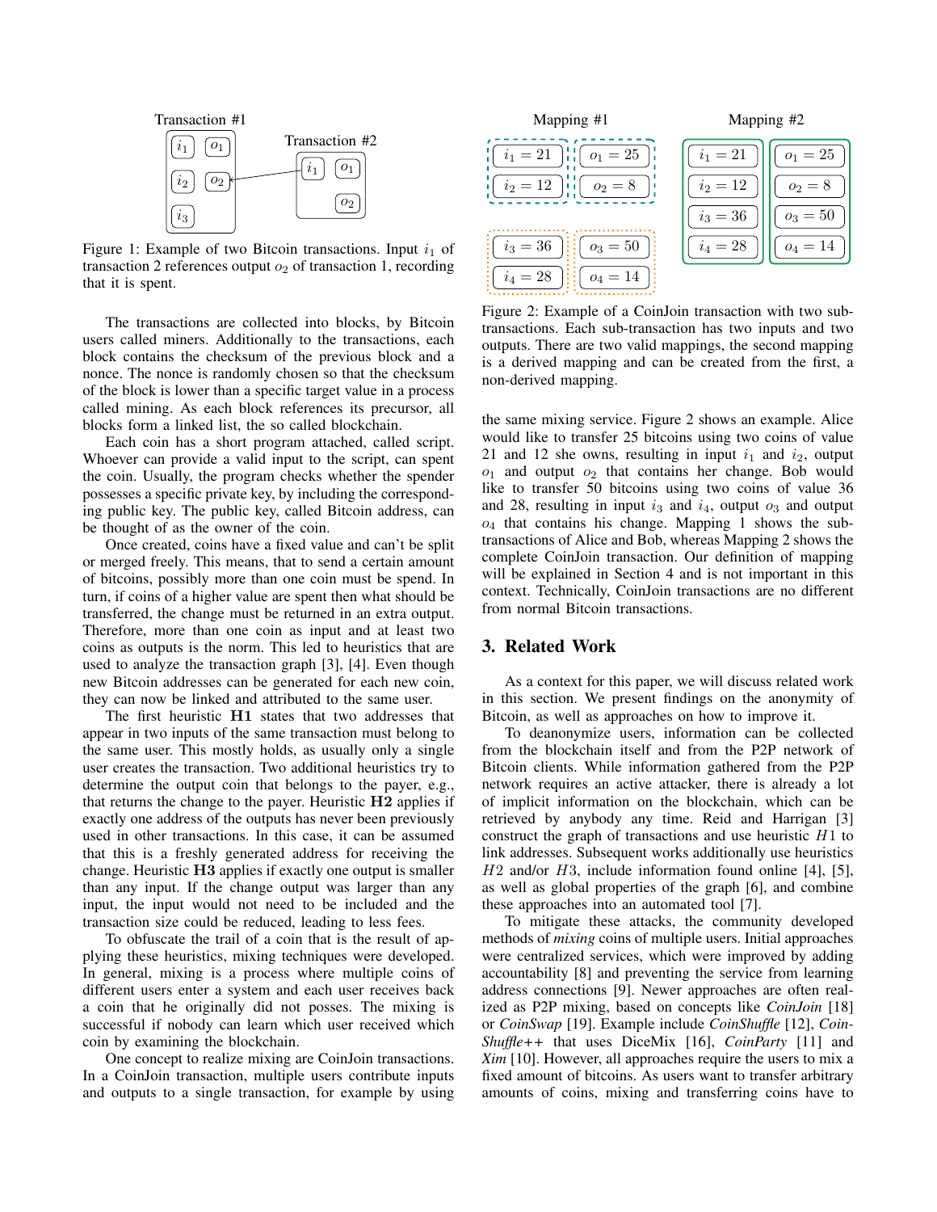Transaction #1

$i_1$ $o_1$

$i_2$ $o_2$

$i_3$

Transaction #2

$i_1$ $o_1$

$o_2$

Figure 1: Example of two Bitcoin transactions. Input $i_1$ of transaction 2 references output $o_2$ of transaction 1, recording that it is spent.

The transactions are collected into blocks, by Bitcoin users called miners. Additionally to the transactions, each block contains the checksum of the previous block and a nonce. The nonce is randomly chosen so that the checksum of the block is lower than a specific target value in a process called mining. As each block references its precursor, all blocks form a linked list, the so called blockchain.

Each coin has a short program attached, called script. Whoever can provide a valid input to the script, can spent the coin. Usually, the program checks whether the spender possesses a specific private key, by including the corresponding public key. The public key, called Bitcoin address, can be thought of as the owner of the coin.

Once created, coins have a fixed value and can't be split or merged freely. This means, that to send a certain amount of bitcoins, possibly more than one coin must be spend. In turn, if coins of a higher value are spent then what should be transferred, the change must be returned in an extra output. Therefore, more than one coin as input and at least two coins as outputs is the norm. This led to heuristics that are used to analyze the transaction graph [3], [4]. Even though new Bitcoin addresses can be generated for each new coin, they can now be linked and attributed to the same user.

The first heuristic **H1** states that two addresses that appear in two inputs of the same transaction must belong to the same user. This mostly holds, as usually only a single user creates the transaction. Two additional heuristics try to determine the output coin that belongs to the payer, e.g., that returns the change to the payer. Heuristic **H2** applies if exactly one address of the outputs has never been previously used in other transactions. In this case, it can be assumed that this is a freshly generated address for receiving the change. Heuristic **H3** applies if exactly one output is smaller than any input. If the change output was larger than any input, the input would not need to be included and the transaction size could be reduced, leading to less fees.

To obfuscate the trail of a coin that is the result of applying these heuristics, mixing techniques were developed. In general, mixing is a process where multiple coins of different users enter a system and each user receives back a coin that he originally did not posses. The mixing is successful if nobody can learn which user received which coin by examining the blockchain.

One concept to realize mixing are CoinJoin transactions. In a CoinJoin transaction, multiple users contribute inputs and outputs to a single transaction, for example by using the same mixing service. Figure 2 shows an example. Alice would like to transfer 25 bitcoins using two coins of value 21 and 12 she owns, resulting in input $i_1$ and $i_2$, output $o_1$ and output $o_2$ that contains her change. Bob would like to transfer 50 bitcoins using two coins of value 36 and 28, resulting in input $i_3$ and $i_4$, output $o_3$ and output $o_4$ that contains his change. Mapping 1 shows the sub-transactions of Alice and Bob, whereas Mapping 2 shows the complete CoinJoin transaction. Our definition of mapping will be explained in Section 4 and is not important in this context. Technically, CoinJoin transactions are no different from normal Bitcoin transactions.

Mapping #1

$i_1 = 21$ $o_1 = 25$

$i_2 = 12$ $o_2 = 8$

$i_3 = 36$ $o_3 = 50$

$i_4 = 28$ $o_4 = 14$

Mapping #2

$i_1 = 21$ $o_1 = 25$

$i_2 = 12$ $o_2 = 8$

$i_3 = 36$ $o_3 = 50$

$i_4 = 28$ $o_4 = 14$

Figure 2: Example of a CoinJoin transaction with two sub-transactions. Each sub-transaction has two inputs and two outputs. There are two valid mappings, the second mapping is a derived mapping and can be created from the first, a non-derived mapping.

## 3. Related Work

As a context for this paper, we will discuss related work in this section. We present findings on the anonymity of Bitcoin, as well as approaches on how to improve it.

To deanonymize users, information can be collected from the blockchain itself and from the P2P network of Bitcoin clients. While information gathered from the P2P network requires an active attacker, there is already a lot of implicit information on the blockchain, which can be retrieved by anybody any time. Reid and Harrigan [3] construct the graph of transactions and use heuristic $H1$ to link addresses. Subsequent works additionally use heuristics $H2$ and/or $H3$, include information found online [4], [5], as well as global properties of the graph [6], and combine these approaches into an automated tool [7].

To mitigate these attacks, the community developed methods of *mixing* coins of multiple users. Initial approaches were centralized services, which were improved by adding accountability [8] and preventing the service from learning address connections [9]. Newer approaches are often realized as P2P mixing, based on concepts like *CoinJoin* [18] or *CoinSwap* [19]. Example include *CoinShuffle* [12], *CoinShuffle++* that uses DiceMix [16], *CoinParty* [11] and *Xim* [10]. However, all approaches require the users to mix a fixed amount of bitcoins. As users want to transfer arbitrary amounts of coins, mixing and transferring coins have to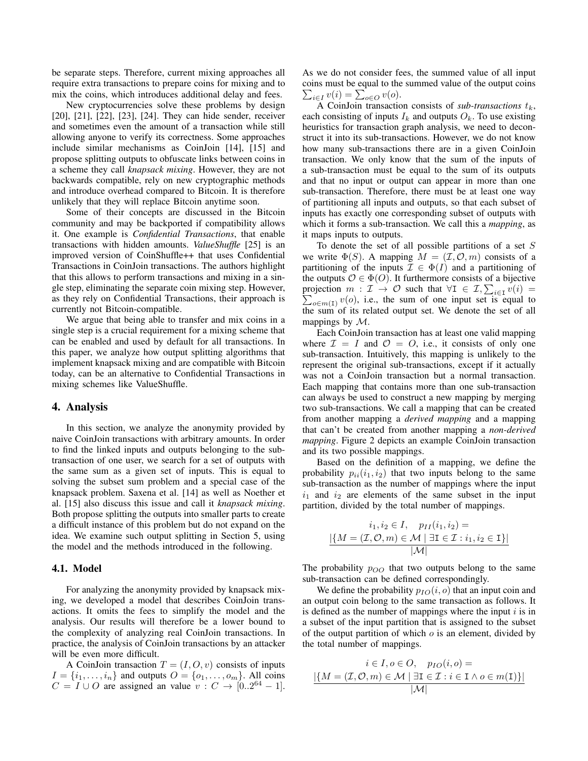be separate steps. Therefore, current mixing approaches all require extra transactions to prepare coins for mixing and to mix the coins, which introduces additional delay and fees.

New cryptocurrencies solve these problems by design [20], [21], [22], [23], [24]. They can hide sender, receiver and sometimes even the amount of a transaction while still allowing anyone to verify its correctness. Some approaches include similar mechanisms as CoinJoin [14], [15] and propose splitting outputs to obfuscate links between coins in a scheme they call *knapsack mixing*. However, they are not backwards compatible, rely on new cryptographic methods and introduce overhead compared to Bitcoin. It is therefore unlikely that they will replace Bitcoin anytime soon.

Some of their concepts are discussed in the Bitcoin community and may be backported if compatibility allows it. One example is *Confidential Transactions*, that enable transactions with hidden amounts. *ValueShuffle* [25] is an improved version of CoinShuffle++ that uses Confidential Transactions in CoinJoin transactions. The authors highlight that this allows to perform transactions and mixing in a single step, eliminating the separate coin mixing step. However, as they rely on Confidential Transactions, their approach is currently not Bitcoin-compatible.

We argue that being able to transfer and mix coins in a single step is a crucial requirement for a mixing scheme that can be enabled and used by default for all transactions. In this paper, we analyze how output splitting algorithms that implement knapsack mixing and are compatible with Bitcoin today, can be an alternative to Confidential Transactions in mixing schemes like ValueShuffle.

## 4. Analysis

In this section, we analyze the anonymity provided by naive CoinJoin transactions with arbitrary amounts. In order to find the linked inputs and outputs belonging to the sub-transaction of one user, we search for a set of outputs with the same sum as a given set of inputs. This is equal to solving the subset sum problem and a special case of the knapsack problem. Saxena et al. [14] as well as Noether et al. [15] also discuss this issue and call it *knapsack mixing*. Both propose splitting the outputs into smaller parts to create a difficult instance of this problem but do not expand on the idea. We examine such output splitting in Section 5, using the model and the methods introduced in the following.

### 4.1. Model

For analyzing the anonymity provided by knapsack mixing, we developed a model that describes CoinJoin transactions. It omits the fees to simplify the model and the analysis. Our results will therefore be a lower bound to the complexity of analyzing real CoinJoin transactions. In practice, the analysis of CoinJoin transactions by an attacker will be even more difficult.

A CoinJoin transaction $T = (I, O, v)$ consists of inputs $I = \{i_1, \ldots, i_n\}$ and outputs $O = \{o_1, \ldots, o_m\}$. All coins $C = I \cup O$ are assigned an value $v : C \to [0..2^{64} - 1]$. As we do not consider fees, the summed value of all input coins must be equal to the summed value of the output coins $\sum_{i \in I} v(i) = \sum_{o \in O} v(o)$.

A CoinJoin transaction consists of *sub-transactions* $t_k$, each consisting of inputs $I_k$ and outputs $O_k$. To use existing heuristics for transaction graph analysis, we need to deconstruct it into its sub-transactions. However, we do not know how many sub-transactions there are in a given CoinJoin transaction. We only know that the sum of the inputs of a sub-transaction must be equal to the sum of its outputs and that no input or output can appear in more than one sub-transaction. Therefore, there must be at least one way of partitioning all inputs and outputs, so that each subset of inputs has exactly one corresponding subset of outputs with which it forms a sub-transaction. We call this a *mapping*, as it maps inputs to outputs.

To denote the set of all possible partitions of a set $S$ we write $\Phi(S)$. A mapping $M = (\mathcal{I}, \mathcal{O}, m)$ consists of a partitioning of the inputs $\mathcal{I} \in \Phi(I)$ and a partitioning of the outputs $\mathcal{O} \in \Phi(O)$. It furthermore consists of a bijective projection $m : \mathcal{I} \to \mathcal{O}$ such that $\forall \mathtt{I} \in \mathcal{I}, \sum_{i \in \mathtt{I}} v(i) = \sum_{o \in m(\mathtt{I})} v(o)$, i.e., the sum of one input set is equal to the sum of its related output set. We denote the set of all mappings by $\mathcal{M}$.

Each CoinJoin transaction has at least one valid mapping where $\mathcal{I} = I$ and $\mathcal{O} = O$, i.e., it consists of only one sub-transaction. Intuitively, this mapping is unlikely to the represent the original sub-transactions, except if it actually was not a CoinJoin transaction but a normal transaction. Each mapping that contains more than one sub-transaction can always be used to construct a new mapping by merging two sub-transactions. We call a mapping that can be created from another mapping a *derived mapping* and a mapping that can't be created from another mapping a *non-derived mapping*. Figure 2 depicts an example CoinJoin transaction and its two possible mappings.

Based on the definition of a mapping, we define the probability $p_{ii}(i_1, i_2)$ that two inputs belong to the same sub-transaction as the number of mappings where the input $i_1$ and $i_2$ are elements of the same subset in the input partition, divided by the total number of mappings.

$$i_1, i_2 \in I, \quad p_{II}(i_1, i_2) = \frac{|\{M = (\mathcal{I}, \mathcal{O}, m) \in \mathcal{M} \mid \exists \mathtt{I} \in \mathcal{I} : i_1, i_2 \in \mathtt{I}\}|}{|\mathcal{M}|}$$

The probability $p_{OO}$ that two outputs belong to the same sub-transaction can be defined correspondingly.

We define the probability $p_{IO}(i, o)$ that an input coin and an output coin belong to the same transaction as follows. It is defined as the number of mappings where the input $i$ is in a subset of the input partition that is assigned to the subset of the output partition of which $o$ is an element, divided by the total number of mappings.

$$i \in I, o \in O, \quad p_{IO}(i, o) = \frac{|\{M = (\mathcal{I}, \mathcal{O}, m) \in \mathcal{M} \mid \exists \mathtt{I} \in \mathcal{I} : i \in \mathtt{I} \land o \in m(\mathtt{I})\}|}{|\mathcal{M}|}$$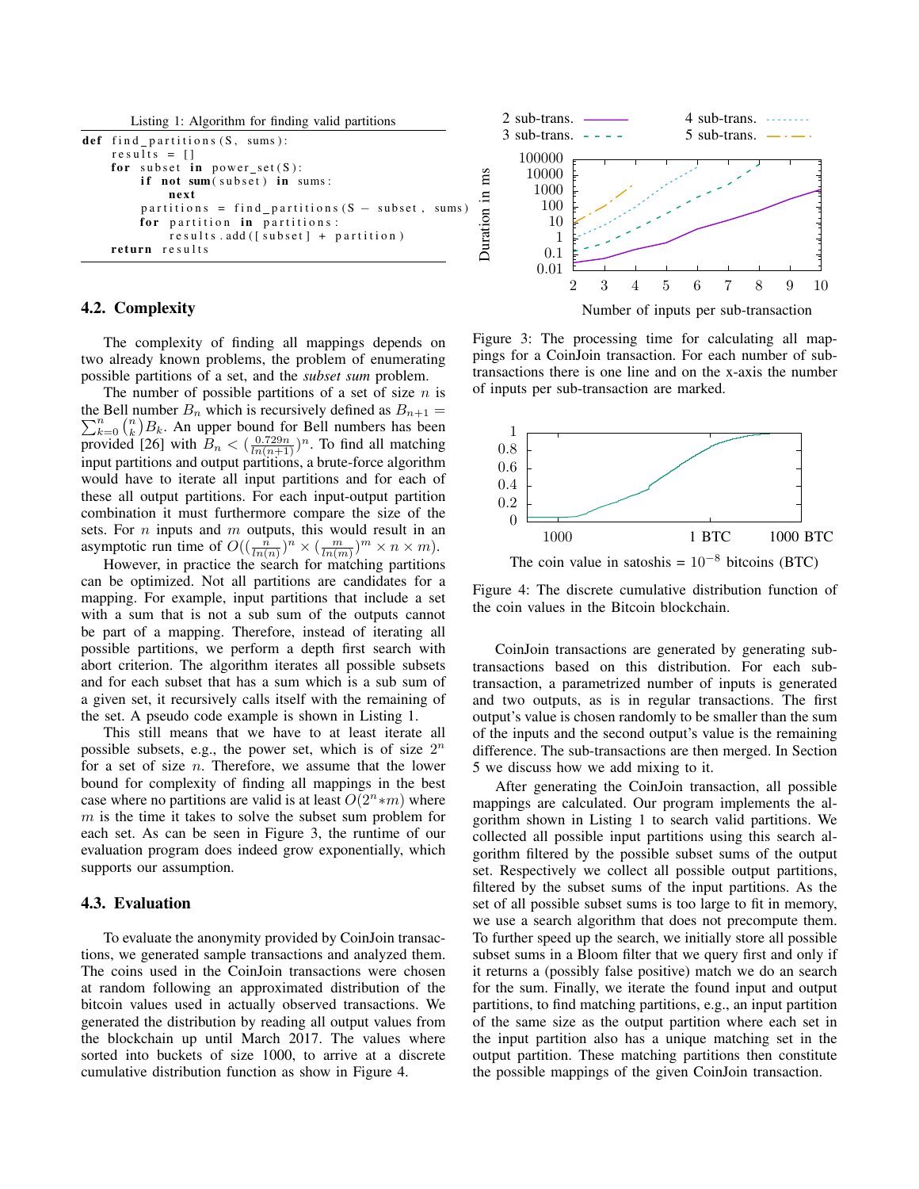Listing 1: Algorithm for finding valid partitions

```
def find_partitions(S, sums):
    results = []
    for subset in power_set(S):
        if not sum(subset) in sums:
            next
        partitions = find_partitions(S - subset, sums)
        for partition in partitions:
            results.add([subset] + partition)
    return results
```

## 4.2. Complexity

The complexity of finding all mappings depends on two already known problems, the problem of enumerating possible partitions of a set, and the *subset sum* problem.

The number of possible partitions of a set of size $n$ is the Bell number $B_n$ which is recursively defined as $B_{n+1} = \sum_{k=0}^{n} \binom{n}{k} B_k$. An upper bound for Bell numbers has been provided [26] with $B_n < (\frac{0.729n}{ln(n+1)})^n$. To find all matching input partitions and output partitions, a brute-force algorithm would have to iterate all input partitions and for each of these all output partitions. For each input-output partition combination it must furthermore compare the size of the sets. For $n$ inputs and $m$ outputs, this would result in an asymptotic run time of $O((\frac{n}{ln(n)})^n \times (\frac{m}{ln(m)})^m \times n \times m)$.

However, in practice the search for matching partitions can be optimized. Not all partitions are candidates for a mapping. For example, input partitions that include a set with a sum that is not a sub sum of the outputs cannot be part of a mapping. Therefore, instead of iterating all possible partitions, we perform a depth first search with abort criterion. The algorithm iterates all possible subsets and for each subset that has a sum which is a sub sum of a given set, it recursively calls itself with the remaining of the set. A pseudo code example is shown in Listing 1.

This still means that we have to at least iterate all possible subsets, e.g., the power set, which is of size $2^n$ for a set of size $n$. Therefore, we assume that the lower bound for complexity of finding all mappings in the best case where no partitions are valid is at least $O(2^n * m)$ where $m$ is the time it takes to solve the subset sum problem for each set. As can be seen in Figure 3, the runtime of our evaluation program does indeed grow exponentially, which supports our assumption.

## 4.3. Evaluation

To evaluate the anonymity provided by CoinJoin transactions, we generated sample transactions and analyzed them. The coins used in the CoinJoin transactions were chosen at random following an approximated distribution of the bitcoin values used in actually observed transactions. We generated the distribution by reading all output values from the blockchain up until March 2017. The values where sorted into buckets of size 1000, to arrive at a discrete cumulative distribution function as show in Figure 4.

Figure 3: The processing time for calculating all mappings for a CoinJoin transaction. For each number of sub-transactions there is one line and on the x-axis the number of inputs per sub-transaction are marked.

Figure 4: The discrete cumulative distribution function of the coin values in the Bitcoin blockchain.

CoinJoin transactions are generated by generating sub-transactions based on this distribution. For each sub-transaction, a parametrized number of inputs is generated and two outputs, as is in regular transactions. The first output's value is chosen randomly to be smaller than the sum of the inputs and the second output's value is the remaining difference. The sub-transactions are then merged. In Section 5 we discuss how we add mixing to it.

After generating the CoinJoin transaction, all possible mappings are calculated. Our program implements the algorithm shown in Listing 1 to search valid partitions. We collected all possible input partitions using this search algorithm filtered by the possible subset sums of the output set. Respectively we collect all possible output partitions, filtered by the subset sums of the input partitions. As the set of all possible subset sums is too large to fit in memory, we use a search algorithm that does not precompute them. To further speed up the search, we initially store all possible subset sums in a Bloom filter that we query first and only if it returns a (possibly false positive) match we do an search for the sum. Finally, we iterate the found input and output partitions, to find matching partitions, e.g., an input partition of the same size as the output partition where each set in the input partition also has a unique matching set in the output partition. These matching partitions then constitute the possible mappings of the given CoinJoin transaction.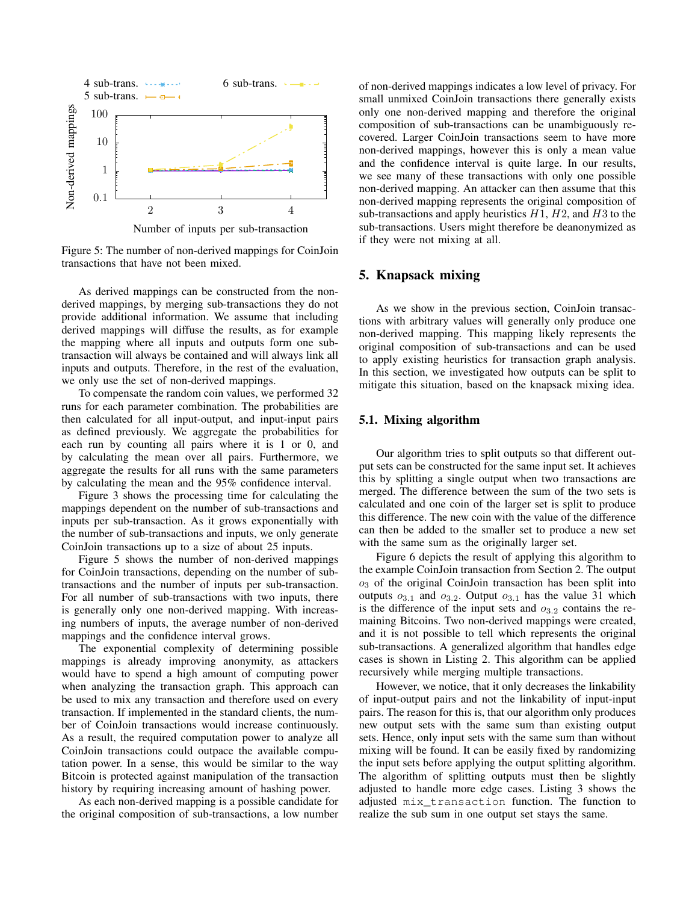Figure 5: The number of non-derived mappings for CoinJoin transactions that have not been mixed.

As derived mappings can be constructed from the non-derived mappings, by merging sub-transactions they do not provide additional information. We assume that including derived mappings will diffuse the results, as for example the mapping where all inputs and outputs form one sub-transaction will always be contained and will always link all inputs and outputs. Therefore, in the rest of the evaluation, we only use the set of non-derived mappings.

To compensate the random coin values, we performed 32 runs for each parameter combination. The probabilities are then calculated for all input-output, and input-input pairs as defined previously. We aggregate the probabilities for each run by counting all pairs where it is 1 or 0, and by calculating the mean over all pairs. Furthermore, we aggregate the results for all runs with the same parameters by calculating the mean and the 95% confidence interval.

Figure 3 shows the processing time for calculating the mappings dependent on the number of sub-transactions and inputs per sub-transaction. As it grows exponentially with the number of sub-transactions and inputs, we only generate CoinJoin transactions up to a size of about 25 inputs.

Figure 5 shows the number of non-derived mappings for CoinJoin transactions, depending on the number of sub-transactions and the number of inputs per sub-transaction. For all number of sub-transactions with two inputs, there is generally only one non-derived mapping. With increasing numbers of inputs, the average number of non-derived mappings and the confidence interval grows.

The exponential complexity of determining possible mappings is already improving anonymity, as attackers would have to spend a high amount of computing power when analyzing the transaction graph. This approach can be used to mix any transaction and therefore used on every transaction. If implemented in the standard clients, the number of CoinJoin transactions would increase continuously. As a result, the required computation power to analyze all CoinJoin transactions could outpace the available computation power. In a sense, this would be similar to the way Bitcoin is protected against manipulation of the transaction history by requiring increasing amount of hashing power.

As each non-derived mapping is a possible candidate for the original composition of sub-transactions, a low number of non-derived mappings indicates a low level of privacy. For small unmixed CoinJoin transactions there generally exists only one non-derived mapping and therefore the original composition of sub-transactions can be unambiguously recovered. Larger CoinJoin transactions seem to have more non-derived mappings, however this is only a mean value and the confidence interval is quite large. In our results, we see many of these transactions with only one possible non-derived mapping. An attacker can then assume that this non-derived mapping represents the original composition of sub-transactions and apply heuristics $H1$, $H2$, and $H3$ to the sub-transactions. Users might therefore be deanonymized as if they were not mixing at all.

## 5. Knapsack mixing

As we show in the previous section, CoinJoin transactions with arbitrary values will generally only produce one non-derived mapping. This mapping likely represents the original composition of sub-transactions and can be used to apply existing heuristics for transaction graph analysis. In this section, we investigated how outputs can be split to mitigate this situation, based on the knapsack mixing idea.

### 5.1. Mixing algorithm

Our algorithm tries to split outputs so that different output sets can be constructed for the same input set. It achieves this by splitting a single output when two transactions are merged. The difference between the sum of the two sets is calculated and one coin of the larger set is split to produce this difference. The new coin with the value of the difference can then be added to the smaller set to produce a new set with the same sum as the originally larger set.

Figure 6 depicts the result of applying this algorithm to the example CoinJoin transaction from Section 2. The output $o_3$ of the original CoinJoin transaction has been split into outputs $o_{3.1}$ and $o_{3.2}$. Output $o_{3.1}$ has the value 31 which is the difference of the input sets and $o_{3.2}$ contains the remaining Bitcoins. Two non-derived mappings were created, and it is not possible to tell which represents the original sub-transactions. A generalized algorithm that handles edge cases is shown in Listing 2. This algorithm can be applied recursively while merging multiple transactions.

However, we notice, that it only decreases the linkability of input-output pairs and not the linkability of input-input pairs. The reason for this is, that our algorithm only produces new output sets with the same sum than existing output sets. Hence, only input sets with the same sum than without mixing will be found. It can be easily fixed by randomizing the input sets before applying the output splitting algorithm. The algorithm of splitting outputs must then be slightly adjusted to handle more edge cases. Listing 3 shows the adjusted `mix_transaction` function. The function to realize the sub sum in one output set stays the same.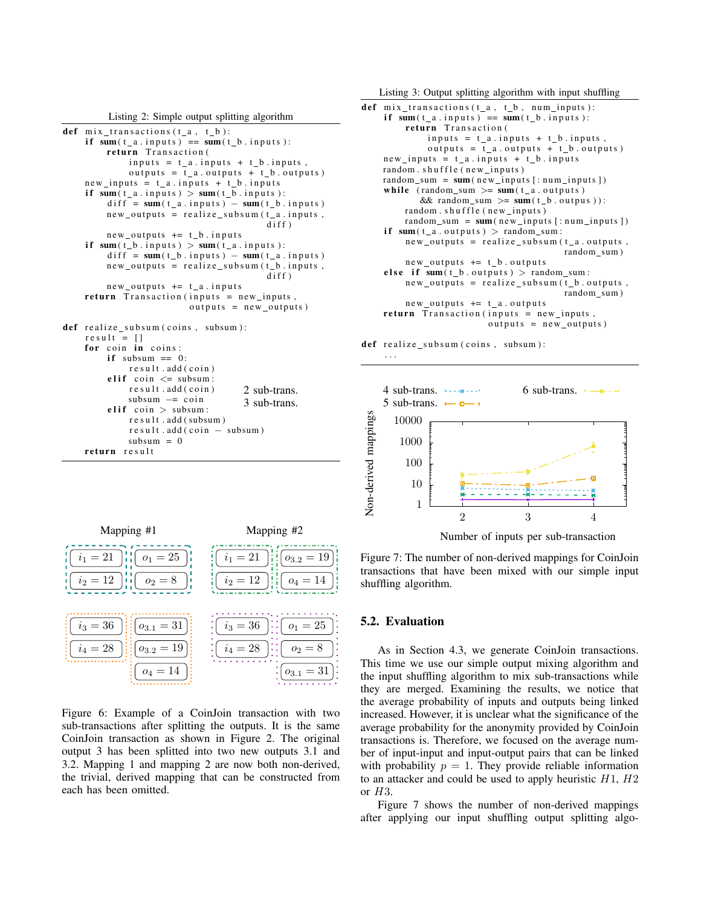Listing 2: Simple output splitting algorithm

```
def mix_transactions(t_a, t_b):
    if sum(t_a.inputs) == sum(t_b.inputs):
        return Transaction(
            inputs = t_a.inputs + t_b.inputs,
            outputs = t_a.outputs + t_b.outputs)
    new_inputs = t_a.inputs + t_b.inputs
    if sum(t_a.inputs) > sum(t_b.inputs):
        diff = sum(t_a.inputs) - sum(t_b.inputs)
        new_outputs = realize_subsum(t_a.inputs,
                                     diff)
        new_outputs += t_b.inputs
    if sum(t_b.inputs) > sum(t_a.inputs):
        diff = sum(t_b.inputs) - sum(t_a.inputs)
        new_outputs = realize_subsum(t_b.inputs,
                                     diff)
        new_outputs += t_a.inputs
    return Transaction(inputs = new_inputs,
                       outputs = new_outputs)

def realize_subsum(coins, subsum):
    result = []
    for coin in coins:
        if subsum == 0:
            result.add(coin)
        elif coin <= subsum:
            result.add(coin)
            subsum -= coin
        elif coin > subsum:
            result.add(subsum)
            result.add(coin - subsum)
            subsum = 0
    return result
```

Mapping #1 | Mapping #2

Figure 6: Example of a CoinJoin transaction with two sub-transactions after splitting the outputs. It is the same CoinJoin transaction as shown in Figure 2. The original output 3 has been splitted into two new outputs 3.1 and 3.2. Mapping 1 and mapping 2 are now both non-derived, the trivial, derived mapping that can be constructed from each has been omitted.

Listing 3: Output splitting algorithm with input shuffling

```
def mix_transactions(t_a, t_b, num_inputs):
    if sum(t_a.inputs) == sum(t_b.inputs):
        return Transaction(
            inputs = t_a.inputs + t_b.inputs,
            outputs = t_a.outputs + t_b.outputs)
    new_inputs = t_a.inputs + t_b.inputs
    random.shuffle(new_inputs)
    random_sum = sum(new_inputs[:num_inputs])
    while (random_sum >= sum(t_a.outputs)
           && random_sum >= sum(t_b.outpus)):
        random.shuffle(new_inputs)
        random_sum = sum(new_inputs[:num_inputs])
    if sum(t_a.outputs) > random_sum:
        new_outputs = realize_subsum(t_a.outputs,
                                     random_sum)
        new_outputs += t_b.outputs
    else if sum(t_b.outputs) > random_sum:
        new_outputs = realize_subsum(t_b.outputs,
                                     random_sum)
        new_outputs += t_a.outputs
    return Transaction(inputs = new_inputs,
                       outputs = new_outputs)

def realize_subsum(coins, subsum):
    ...
```

Figure 7: The number of non-derived mappings for CoinJoin transactions that have been mixed with our simple input shuffling algorithm.

## 5.2. Evaluation

As in Section 4.3, we generate CoinJoin transactions. This time we use our simple output mixing algorithm and the input shuffling algorithm to mix sub-transactions while they are merged. Examining the results, we notice that the average probability of inputs and outputs being linked increased. However, it is unclear what the significance of the average probability for the anonymity provided by CoinJoin transactions is. Therefore, we focused on the average number of input-input and input-output pairs that can be linked with probability $p = 1$. They provide reliable information to an attacker and could be used to apply heuristic $H1$, $H2$ or $H3$.

Figure 7 shows the number of non-derived mappings after applying our input shuffling output splitting algo-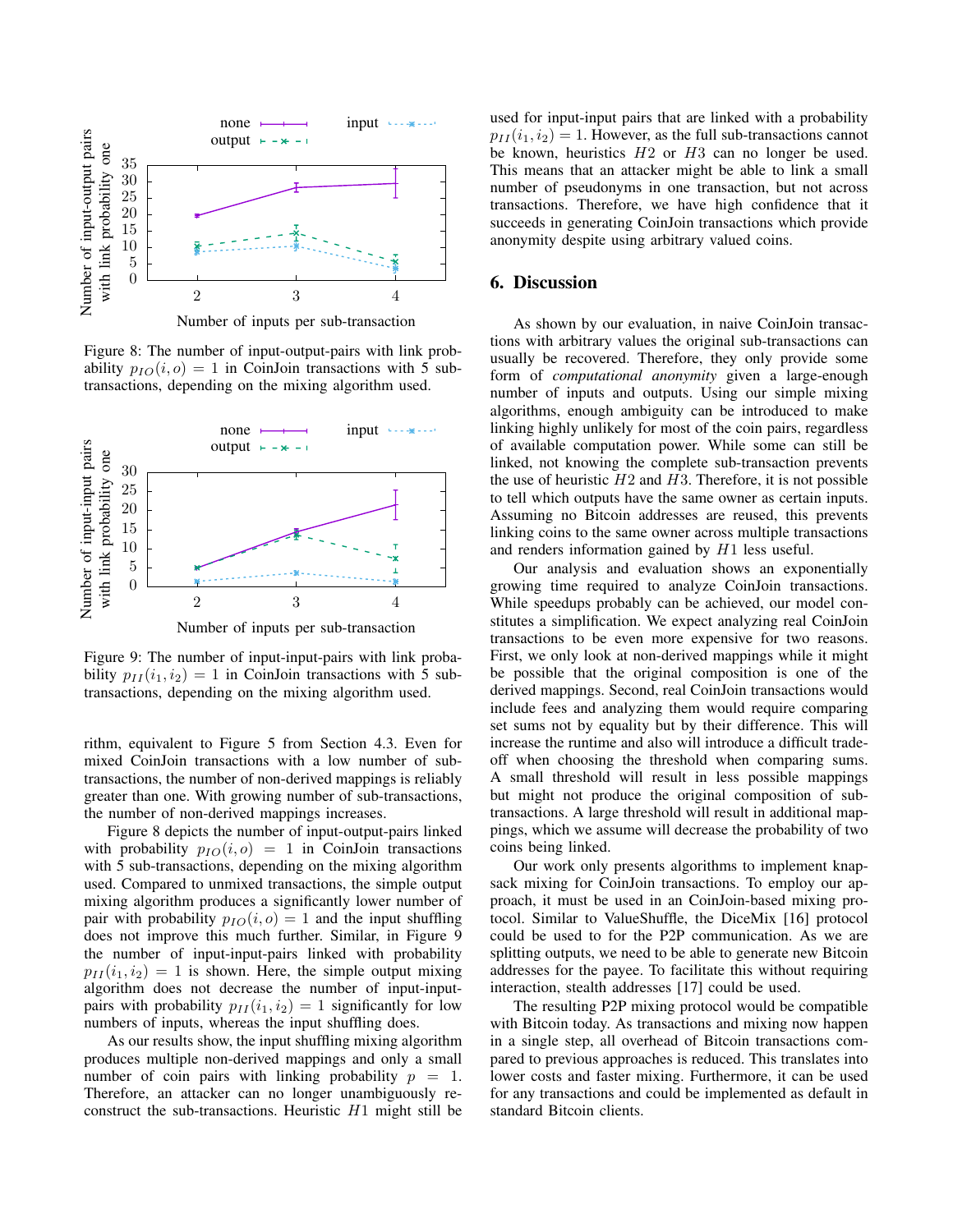Figure 8: The number of input-output-pairs with link probability $p_{IO}(i, o) = 1$ in CoinJoin transactions with 5 sub-transactions, depending on the mixing algorithm used.

Figure 9: The number of input-input-pairs with link probability $p_{II}(i_1, i_2) = 1$ in CoinJoin transactions with 5 sub-transactions, depending on the mixing algorithm used.

rithm, equivalent to Figure 5 from Section 4.3. Even for mixed CoinJoin transactions with a low number of sub-transactions, the number of non-derived mappings is reliably greater than one. With growing number of sub-transactions, the number of non-derived mappings increases.

Figure 8 depicts the number of input-output-pairs linked with probability $p_{IO}(i, o) = 1$ in CoinJoin transactions with 5 sub-transactions, depending on the mixing algorithm used. Compared to unmixed transactions, the simple output mixing algorithm produces a significantly lower number of pair with probability $p_{IO}(i, o) = 1$ and the input shuffling does not improve this much further. Similar, in Figure 9 the number of input-input-pairs linked with probability $p_{II}(i_1, i_2) = 1$ is shown. Here, the simple output mixing algorithm does not decrease the number of input-input-pairs with probability $p_{II}(i_1, i_2) = 1$ significantly for low numbers of inputs, whereas the input shuffling does.

As our results show, the input shuffling mixing algorithm produces multiple non-derived mappings and only a small number of coin pairs with linking probability $p = 1$. Therefore, an attacker can no longer unambiguously reconstruct the sub-transactions. Heuristic $H1$ might still be used for input-input pairs that are linked with a probability $p_{II}(i_1, i_2) = 1$. However, as the full sub-transactions cannot be known, heuristics $H2$ or $H3$ can no longer be used. This means that an attacker might be able to link a small number of pseudonyms in one transaction, but not across transactions. Therefore, we have high confidence that it succeeds in generating CoinJoin transactions which provide anonymity despite using arbitrary valued coins.

## 6. Discussion

As shown by our evaluation, in naive CoinJoin transactions with arbitrary values the original sub-transactions can usually be recovered. Therefore, they only provide some form of *computational anonymity* given a large-enough number of inputs and outputs. Using our simple mixing algorithms, enough ambiguity can be introduced to make linking highly unlikely for most of the coin pairs, regardless of available computation power. While some can still be linked, not knowing the complete sub-transaction prevents the use of heuristic $H2$ and $H3$. Therefore, it is not possible to tell which outputs have the same owner as certain inputs. Assuming no Bitcoin addresses are reused, this prevents linking coins to the same owner across multiple transactions and renders information gained by $H1$ less useful.

Our analysis and evaluation shows an exponentially growing time required to analyze CoinJoin transactions. While speedups probably can be achieved, our model constitutes a simplification. We expect analyzing real CoinJoin transactions to be even more expensive for two reasons. First, we only look at non-derived mappings while it might be possible that the original composition is one of the derived mappings. Second, real CoinJoin transactions would include fees and analyzing them would require comparing set sums not by equality but by their difference. This will increase the runtime and also will introduce a difficult trade-off when choosing the threshold when comparing sums. A small threshold will result in less possible mappings but might not produce the original composition of sub-transactions. A large threshold will result in additional mappings, which we assume will decrease the probability of two coins being linked.

Our work only presents algorithms to implement knapsack mixing for CoinJoin transactions. To employ our approach, it must be used in an CoinJoin-based mixing protocol. Similar to ValueShuffle, the DiceMix [16] protocol could be used to for the P2P communication. As we are splitting outputs, we need to be able to generate new Bitcoin addresses for the payee. To facilitate this without requiring interaction, stealth addresses [17] could be used.

The resulting P2P mixing protocol would be compatible with Bitcoin today. As transactions and mixing now happen in a single step, all overhead of Bitcoin transactions compared to previous approaches is reduced. This translates into lower costs and faster mixing. Furthermore, it can be used for any transactions and could be implemented as default in standard Bitcoin clients.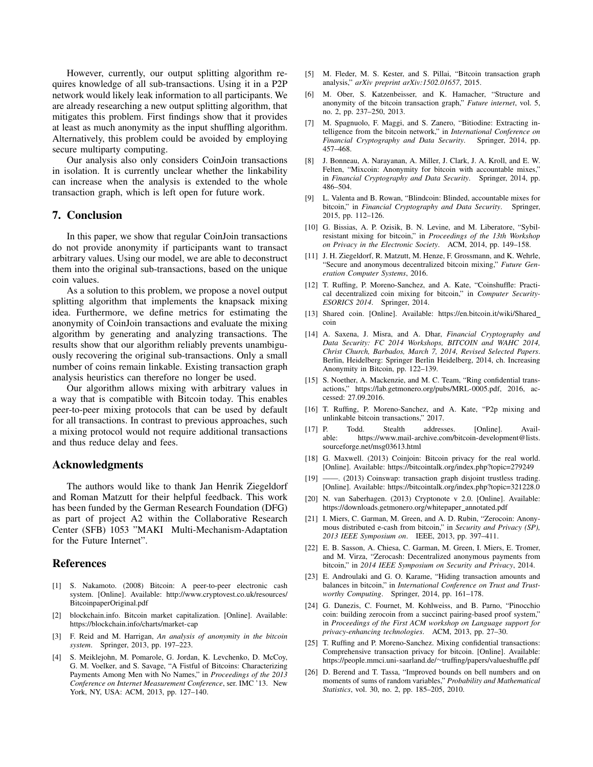However, currently, our output splitting algorithm requires knowledge of all sub-transactions. Using it in a P2P network would likely leak information to all participants. We are already researching a new output splitting algorithm, that mitigates this problem. First findings show that it provides at least as much anonymity as the input shuffling algorithm. Alternatively, this problem could be avoided by employing secure multiparty computing.

Our analysis also only considers CoinJoin transactions in isolation. It is currently unclear whether the linkability can increase when the analysis is extended to the whole transaction graph, which is left open for future work.

## 7. Conclusion

In this paper, we show that regular CoinJoin transactions do not provide anonymity if participants want to transact arbitrary values. Using our model, we are able to deconstruct them into the original sub-transactions, based on the unique coin values.

As a solution to this problem, we propose a novel output splitting algorithm that implements the knapsack mixing idea. Furthermore, we define metrics for estimating the anonymity of CoinJoin transactions and evaluate the mixing algorithm by generating and analyzing transactions. The results show that our algorithm reliably prevents unambiguously recovering the original sub-transactions. Only a small number of coins remain linkable. Existing transaction graph analysis heuristics can therefore no longer be used.

Our algorithm allows mixing with arbitrary values in a way that is compatible with Bitcoin today. This enables peer-to-peer mixing protocols that can be used by default for all transactions. In contrast to previous approaches, such a mixing protocol would not require additional transactions and thus reduce delay and fees.

## Acknowledgments

The authors would like to thank Jan Henrik Ziegeldorf and Roman Matzutt for their helpful feedback. This work has been funded by the German Research Foundation (DFG) as part of project A2 within the Collaborative Research Center (SFB) 1053 "MAKI Multi-Mechanism-Adaptation for the Future Internet".

## References

[1] S. Nakamoto. (2008) Bitcoin: A peer-to-peer electronic cash system. [Online]. Available: http://www.cryptovest.co.uk/resources/BitcoinpaperOriginal.pdf

[2] blockchain.info. Bitcoin market capitalization. [Online]. Available: https://blockchain.info/charts/market-cap

[3] F. Reid and M. Harrigan, *An analysis of anonymity in the bitcoin system*. Springer, 2013, pp. 197–223.

[4] S. Meiklejohn, M. Pomarole, G. Jordan, K. Levchenko, D. McCoy, G. M. Voelker, and S. Savage, "A Fistful of Bitcoins: Characterizing Payments Among Men with No Names," in *Proceedings of the 2013 Conference on Internet Measurement Conference*, ser. IMC '13. New York, NY, USA: ACM, 2013, pp. 127–140.

[5] M. Fleder, M. S. Kester, and S. Pillai, "Bitcoin transaction graph analysis," *arXiv preprint arXiv:1502.01657*, 2015.

[6] M. Ober, S. Katzenbeisser, and K. Hamacher, "Structure and anonymity of the bitcoin transaction graph," *Future internet*, vol. 5, no. 2, pp. 237–250, 2013.

[7] M. Spagnuolo, F. Maggi, and S. Zanero, "Bitiodine: Extracting intelligence from the bitcoin network," in *International Conference on Financial Cryptography and Data Security*. Springer, 2014, pp. 457–468.

[8] J. Bonneau, A. Narayanan, A. Miller, J. Clark, J. A. Kroll, and E. W. Felten, "Mixcoin: Anonymity for bitcoin with accountable mixes," in *Financial Cryptography and Data Security*. Springer, 2014, pp. 486–504.

[9] L. Valenta and B. Rowan, "Blindcoin: Blinded, accountable mixes for bitcoin," in *Financial Cryptography and Data Security*. Springer, 2015, pp. 112–126.

[10] G. Bissias, A. P. Ozisik, B. N. Levine, and M. Liberatore, "Sybil-resistant mixing for bitcoin," in *Proceedings of the 13th Workshop on Privacy in the Electronic Society*. ACM, 2014, pp. 149–158.

[11] J. H. Ziegeldorf, R. Matzutt, M. Henze, F. Grossmann, and K. Wehrle, "Secure and anonymous decentralized bitcoin mixing," *Future Generation Computer Systems*, 2016.

[12] T. Ruffing, P. Moreno-Sanchez, and A. Kate, "Coinshuffle: Practical decentralized coin mixing for bitcoin," in *Computer Security-ESORICS 2014*. Springer, 2014.

[13] Shared coin. [Online]. Available: https://en.bitcoin.it/wiki/Shared_coin

[14] A. Saxena, J. Misra, and A. Dhar, *Financial Cryptography and Data Security: FC 2014 Workshops, BITCOIN and WAHC 2014, Christ Church, Barbados, March 7, 2014, Revised Selected Papers*. Berlin, Heidelberg: Springer Berlin Heidelberg, 2014, ch. Increasing Anonymity in Bitcoin, pp. 122–139.

[15] S. Noether, A. Mackenzie, and M. C. Team, "Ring confidential transactions," https://lab.getmonero.org/pubs/MRL-0005.pdf, 2016, accessed: 27.09.2016.

[16] T. Ruffing, P. Moreno-Sanchez, and A. Kate, "P2p mixing and unlinkable bitcoin transactions," 2017.

[17] P. Todd. Stealth addresses. [Online]. Available: https://www.mail-archive.com/bitcoin-development@lists.sourceforge.net/msg03613.html

[18] G. Maxwell. (2013) Coinjoin: Bitcoin privacy for the real world. [Online]. Available: https://bitcointalk.org/index.php?topic=279249

[19] ——. (2013) Coinswap: transaction graph disjoint trustless trading. [Online]. Available: https://bitcointalk.org/index.php?topic=321228.0

[20] N. van Saberhagen. (2013) Cryptonote v 2.0. [Online]. Available: https://downloads.getmonero.org/whitepaper_annotated.pdf

[21] I. Miers, C. Garman, M. Green, and A. D. Rubin, "Zerocoin: Anonymous distributed e-cash from bitcoin," in *Security and Privacy (SP), 2013 IEEE Symposium on*. IEEE, 2013, pp. 397–411.

[22] E. B. Sasson, A. Chiesa, C. Garman, M. Green, I. Miers, E. Tromer, and M. Virza, "Zerocash: Decentralized anonymous payments from bitcoin," in *2014 IEEE Symposium on Security and Privacy*, 2014.

[23] E. Androulaki and G. O. Karame, "Hiding transaction amounts and balances in bitcoin," in *International Conference on Trust and Trustworthy Computing*. Springer, 2014, pp. 161–178.

[24] G. Danezis, C. Fournet, M. Kohlweiss, and B. Parno, "Pinocchio coin: building zerocoin from a succinct pairing-based proof system," in *Proceedings of the First ACM workshop on Language support for privacy-enhancing technologies*. ACM, 2013, pp. 27–30.

[25] T. Ruffing and P. Moreno-Sanchez. Mixing confidential transactions: Comprehensive transaction privacy for bitcoin. [Online]. Available: https://people.mmci.uni-saarland.de/~truffing/papers/valueshuffle.pdf

[26] D. Berend and T. Tassa, "Improved bounds on bell numbers and on moments of sums of random variables," *Probability and Mathematical Statistics*, vol. 30, no. 2, pp. 185–205, 2010.